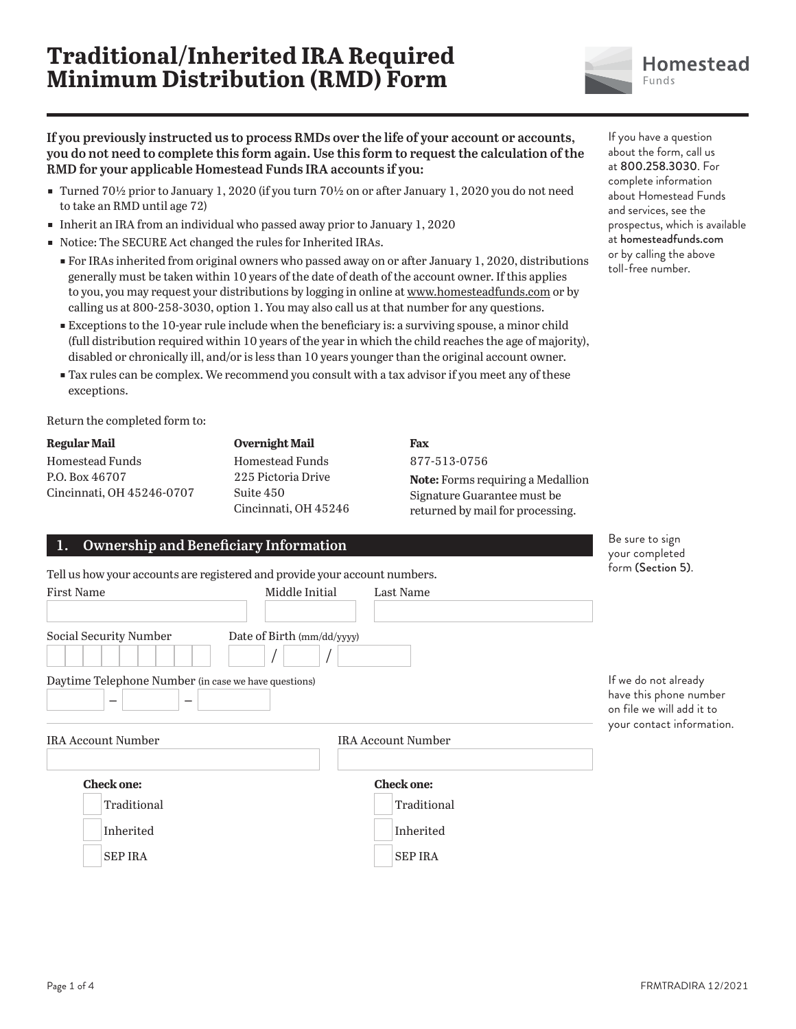# Traditional/Inherited IRA Required Minimum Distribution (RMD) Form

Homestead Funds

**If you previously instructed us to process RMDs over the life of your account or accounts, you do not need to complete this form again. Use this form to request the calculation of the RMD for your applicable Homestead Funds IRA accounts if you:**

- Turned 70½ prior to January 1, 2020 (if you turn 70½ on or after January 1, 2020 you do not need to take an RMD until age 72)
- Inherit an IRA from an individual who passed away prior to January 1, 2020
- Notice: The SECURE Act changed the rules for Inherited IRAs.
  - For IRAs inherited from original owners who passed away on or after January 1, 2020, distributions generally must be taken within 10 years of the date of death of the account owner. If this applies to you, you may request your distributions by logging in online at www.homesteadfunds.com or by calling us at 800-258-3030, option 1. You may also call us at that number for any questions.
  - Exceptions to the 10-year rule include when the beneficiary is: a surviving spouse, a minor child (full distribution required within 10 years of the year in which the child reaches the age of majority), disabled or chronically ill, and/or is less than 10 years younger than the original account owner.
  - Tax rules can be complex. We recommend you consult with a tax advisor if you meet any of these exceptions.

If you have a question about the form, call us at 800.258.3030. For complete information about Homestead Funds and services, see the prospectus, which is available at homesteadfunds.com or by calling the above toll-free number.

Return the completed form to:

**Regular Mail**
Homestead Funds
P.O. Box 46707
Cincinnati, OH 45246-0707

**Overnight Mail**
Homestead Funds
225 Pictoria Drive
Suite 450
Cincinnati, OH 45246

**Fax**
877-513-0756

**Note:** Forms requiring a Medallion Signature Guarantee must be returned by mail for processing.

## 1. Ownership and Beneficiary Information

Be sure to sign your completed form (Section 5).

Tell us how your accounts are registered and provide your account numbers.

First Name ______ Middle Initial ______ Last Name ______

Social Security Number ______ Date of Birth (mm/dd/yyyy) ____ / ____ / ______

Daytime Telephone Number (in case we have questions) ______ – ______ – ______

If we do not already have this phone number on file we will add it to your contact information.

IRA Account Number ______

**Check one:**
- ☐ Traditional
- ☐ Inherited
- ☐ SEP IRA

IRA Account Number ______

**Check one:**
- ☐ Traditional
- ☐ Inherited
- ☐ SEP IRA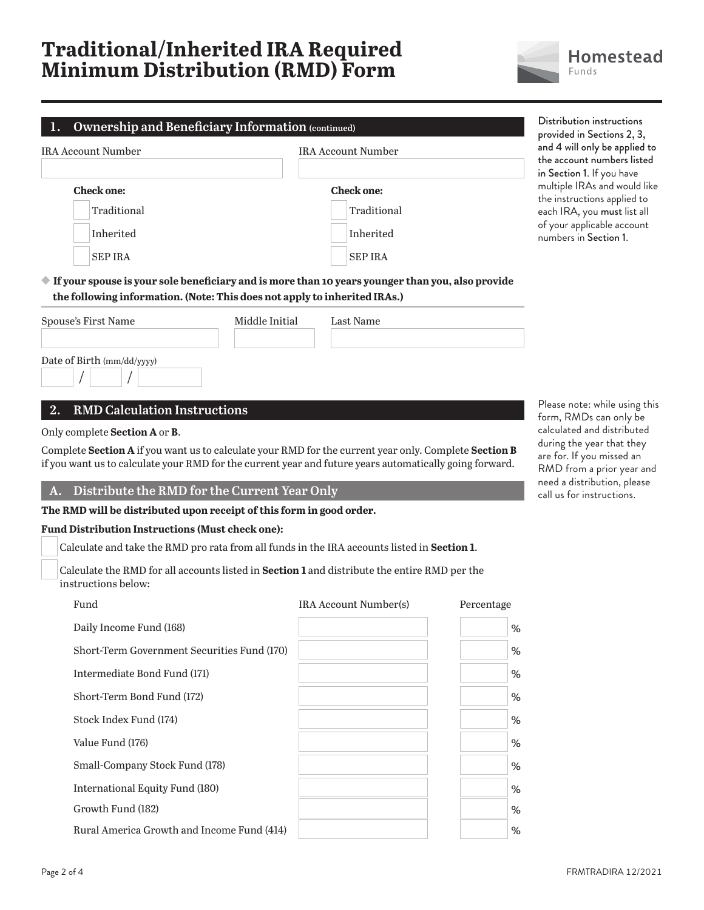# Traditional/Inherited IRA Required Minimum Distribution (RMD) Form

## 1. Ownership and Beneficiary Information (continued)

Distribution instructions provided in Sections 2, 3, and 4 will only be applied to the account numbers listed in Section 1. If you have multiple IRAs and would like the instructions applied to each IRA, you **must** list all of your applicable account numbers in Section 1.

| IRA Account Number | IRA Account Number |
|---|---|
| | |

**Check one:**
- ☐ Traditional
- ☐ Inherited
- ☐ SEP IRA

**Check one:**
- ☐ Traditional
- ☐ Inherited
- ☐ SEP IRA

◆ **If your spouse is your sole beneficiary and is more than 10 years younger than you, also provide the following information. (Note: This does not apply to inherited IRAs.)**

| Spouse's First Name | Middle Initial | Last Name |
|---|---|---|
| | | |

Date of Birth (mm/dd/yyyy) ____ / ____ / ________

## 2. RMD Calculation Instructions

Please note: while using this form, RMDs can only be calculated and distributed during the year that they are for. If you missed an RMD from a prior year and need a distribution, please call us for instructions.

Only complete **Section A** or **B**.

Complete **Section A** if you want us to calculate your RMD for the current year only. Complete **Section B** if you want us to calculate your RMD for the current year and future years automatically going forward.

### A. Distribute the RMD for the Current Year Only

**The RMD will be distributed upon receipt of this form in good order.**

**Fund Distribution Instructions (Must check one):**

- ☐ Calculate and take the RMD pro rata from all funds in the IRA accounts listed in **Section 1**.
- ☐ Calculate the RMD for all accounts listed in **Section 1** and distribute the entire RMD per the instructions below:

| Fund | IRA Account Number(s) | Percentage |
|---|---|---|
| Daily Income Fund (168) | | % |
| Short-Term Government Securities Fund (170) | | % |
| Intermediate Bond Fund (171) | | % |
| Short-Term Bond Fund (172) | | % |
| Stock Index Fund (174) | | % |
| Value Fund (176) | | % |
| Small-Company Stock Fund (178) | | % |
| International Equity Fund (180) | | % |
| Growth Fund (182) | | % |
| Rural America Growth and Income Fund (414) | | % |

FRMTRADIRA 12/2021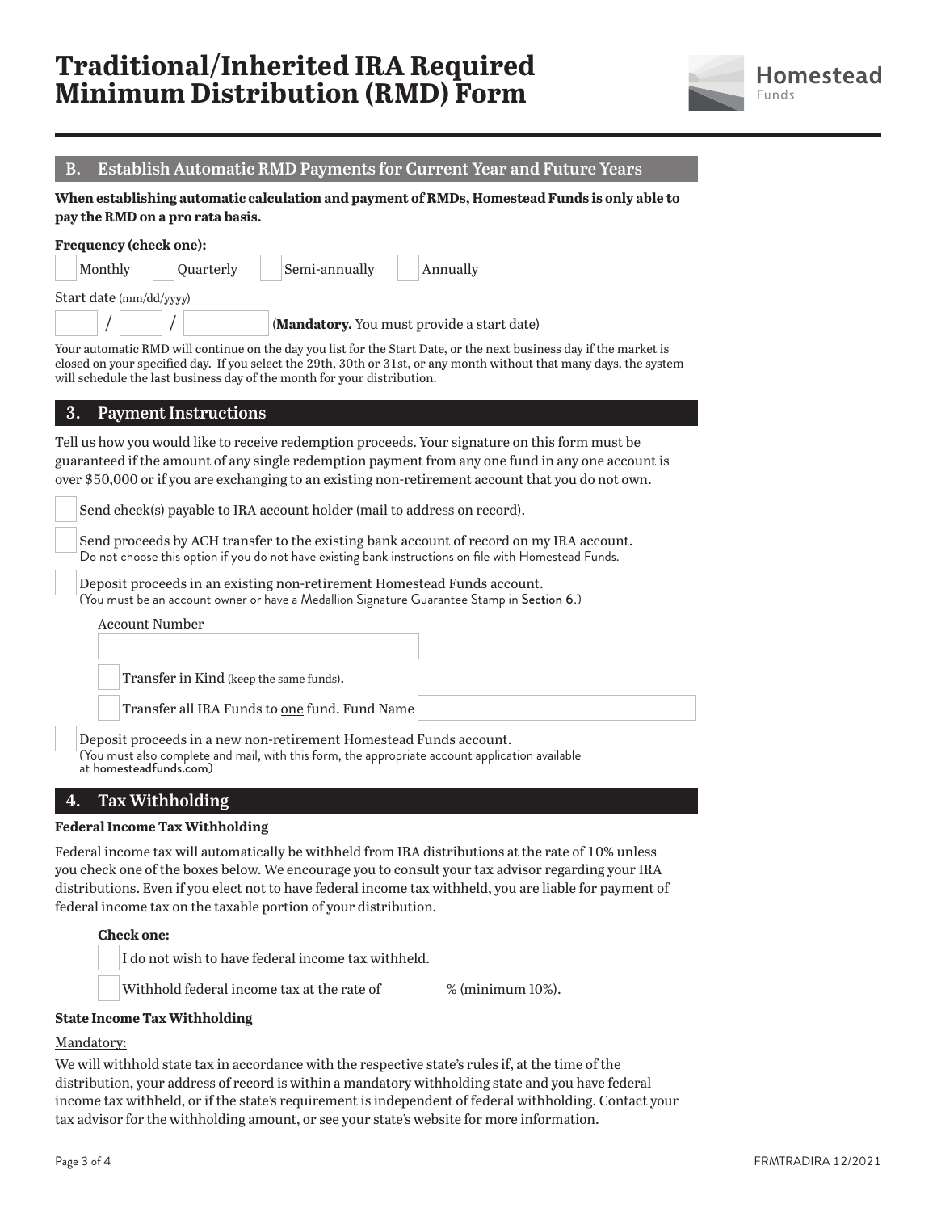# Traditional/Inherited IRA Required Minimum Distribution (RMD) Form

## B. Establish Automatic RMD Payments for Current Year and Future Years

**When establishing automatic calculation and payment of RMDs, Homestead Funds is only able to pay the RMD on a pro rata basis.**

**Frequency (check one):**

☐ Monthly ☐ Quarterly ☐ Semi-annually ☐ Annually

Start date (mm/dd/yyyy)

\_\_\_ / \_\_\_ / \_\_\_\_\_ (**Mandatory.** You must provide a start date)

Your automatic RMD will continue on the day you list for the Start Date, or the next business day if the market is closed on your specified day. If you select the 29th, 30th or 31st, or any month without that many days, the system will schedule the last business day of the month for your distribution.

## 3. Payment Instructions

Tell us how you would like to receive redemption proceeds. Your signature on this form must be guaranteed if the amount of any single redemption payment from any one fund in any one account is over $50,000 or if you are exchanging to an existing non-retirement account that you do not own.

☐ Send check(s) payable to IRA account holder (mail to address on record).

☐ Send proceeds by ACH transfer to the existing bank account of record on my IRA account.
Do not choose this option if you do not have existing bank instructions on file with Homestead Funds.

☐ Deposit proceeds in an existing non-retirement Homestead Funds account.
(You must be an account owner or have a Medallion Signature Guarantee Stamp in Section 6.)

Account Number \_\_\_\_\_\_\_\_\_\_\_\_\_\_\_\_\_\_\_\_

☐ Transfer in Kind (keep the same funds).

☐ Transfer all IRA Funds to one fund. Fund Name \_\_\_\_\_\_\_\_\_\_\_\_\_\_\_\_\_\_\_\_

☐ Deposit proceeds in a new non-retirement Homestead Funds account.
(You must also complete and mail, with this form, the appropriate account application available at homesteadfunds.com)

## 4. Tax Withholding

**Federal Income Tax Withholding**

Federal income tax will automatically be withheld from IRA distributions at the rate of 10% unless you check one of the boxes below. We encourage you to consult your tax advisor regarding your IRA distributions. Even if you elect not to have federal income tax withheld, you are liable for payment of federal income tax on the taxable portion of your distribution.

**Check one:**

☐ I do not wish to have federal income tax withheld.

☐ Withhold federal income tax at the rate of \_\_\_\_\_\_\_\_\_% (minimum 10%).

**State Income Tax Withholding**

Mandatory:

We will withhold state tax in accordance with the respective state's rules if, at the time of the distribution, your address of record is within a mandatory withholding state and you have federal income tax withheld, or if the state's requirement is independent of federal withholding. Contact your tax advisor for the withholding amount, or see your state's website for more information.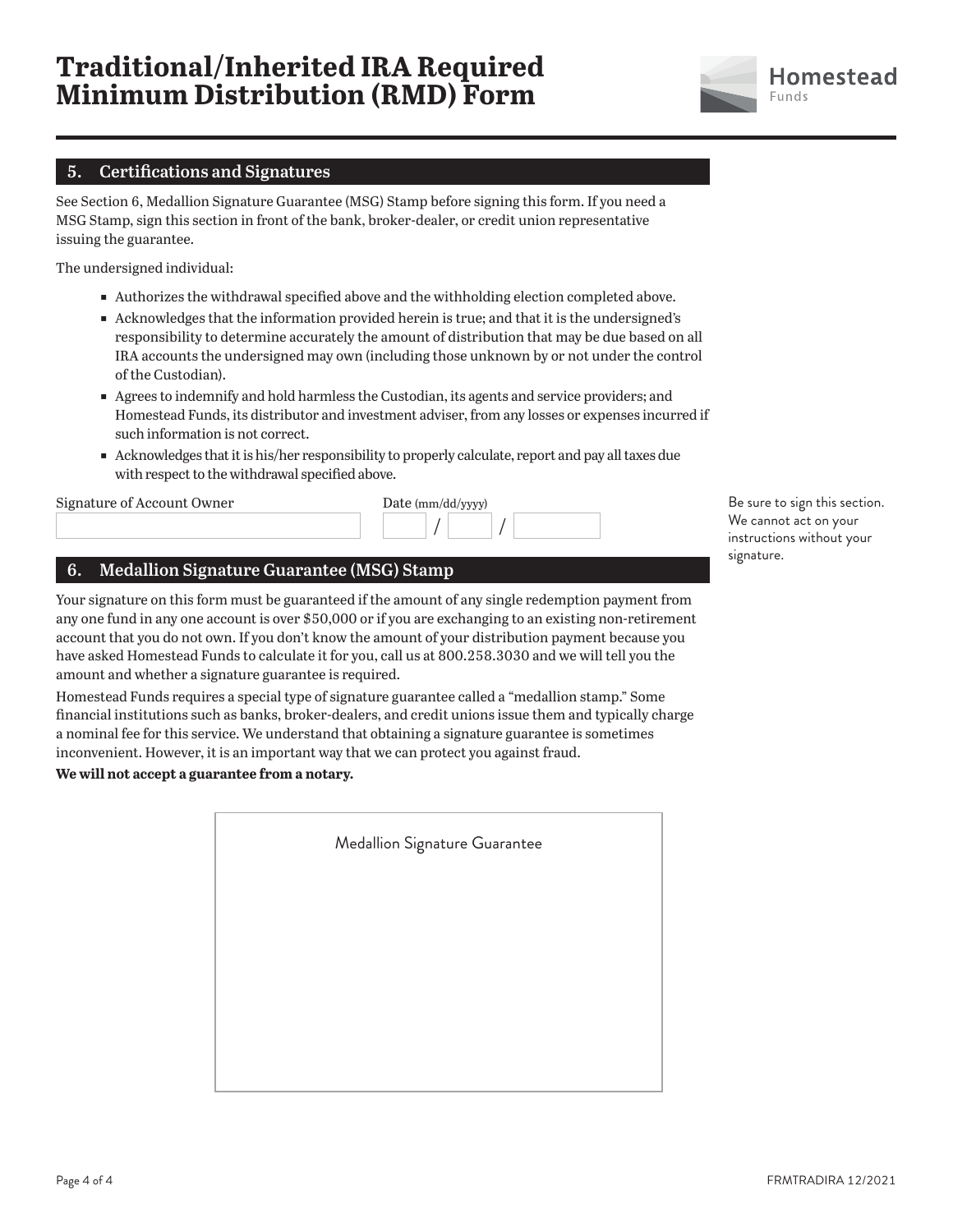# Traditional/Inherited IRA Required Minimum Distribution (RMD) Form

## 5. Certifications and Signatures

See Section 6, Medallion Signature Guarantee (MSG) Stamp before signing this form. If you need a MSG Stamp, sign this section in front of the bank, broker-dealer, or credit union representative issuing the guarantee.

The undersigned individual:

- Authorizes the withdrawal specified above and the withholding election completed above.
- Acknowledges that the information provided herein is true; and that it is the undersigned's responsibility to determine accurately the amount of distribution that may be due based on all IRA accounts the undersigned may own (including those unknown by or not under the control of the Custodian).
- Agrees to indemnify and hold harmless the Custodian, its agents and service providers; and Homestead Funds, its distributor and investment adviser, from any losses or expenses incurred if such information is not correct.
- Acknowledges that it is his/her responsibility to properly calculate, report and pay all taxes due with respect to the withdrawal specified above.

Signature of Account Owner ______________________

Date (mm/dd/yyyy) ____ / ____ / ________

Be sure to sign this section. We cannot act on your instructions without your signature.

## 6. Medallion Signature Guarantee (MSG) Stamp

Your signature on this form must be guaranteed if the amount of any single redemption payment from any one fund in any one account is over $50,000 or if you are exchanging to an existing non-retirement account that you do not own. If you don't know the amount of your distribution payment because you have asked Homestead Funds to calculate it for you, call us at 800.258.3030 and we will tell you the amount and whether a signature guarantee is required.

Homestead Funds requires a special type of signature guarantee called a "medallion stamp." Some financial institutions such as banks, broker-dealers, and credit unions issue them and typically charge a nominal fee for this service. We understand that obtaining a signature guarantee is sometimes inconvenient. However, it is an important way that we can protect you against fraud.

**We will not accept a guarantee from a notary.**

Medallion Signature Guarantee

FRMTRADIRA 12/2021